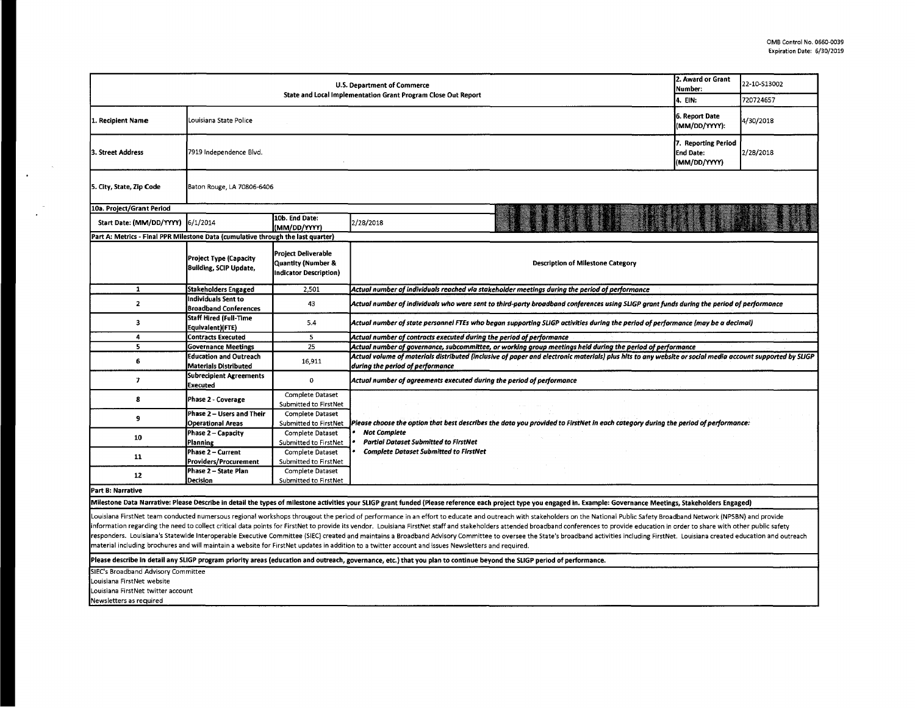OMB Control No. 0660-0039
Expiration Date: 6/30/2019

| U.S. Department of Commerce<br>State and Local Implementation Grant Program Close Out Report | | | 2. Award or Grant Number: | 22-10-S13002 |
|---|---|---|---|---|
| | | | 4. EIN: | 720724657 |
| 1. Recipient Name | Louisiana State Police | | 6. Report Date (MM/DD/YYYY): | 4/30/2018 |
| 3. Street Address | 7919 Independence Blvd. | | 7. Reporting Period End Date: (MM/DD/YYYY) | 2/28/2018 |
| 5. City, State, Zip Code | Baton Rouge, LA 70806-6406 | | | |
| 10a. Project/Grant Period | | | | |
| Start Date: (MM/DD/YYYY) | 6/1/2014 | 10b. End Date: (MM/DD/YYYY) | 2/28/2018 | |

**Part A: Metrics - Final PPR Milestone Data (cumulative through the last quarter)**

| | Project Type (Capacity Building, SCIP Update, | Project Deliverable Quantity (Number & Indicator Description) | Description of Milestone Category |
|---|---|---|---|
| 1 | Stakeholders Engaged | 2,501 | *Actual number of individuals reached via stakeholder meetings during the period of performance* |
| 2 | Individuals Sent to Broadband Conferences | 43 | *Actual number of individuals who were sent to third-party broadband conferences using SLIGP grant funds during the period of performance* |
| 3 | Staff Hired (Full-Time Equivalent)(FTE) | 5.4 | *Actual number of state personnel FTEs who began supporting SLIGP activities during the period of performance (may be a decimal)* |
| 4 | Contracts Executed | 5 | *Actual number of contracts executed during the period of performance* |
| 5 | Governance Meetings | 25 | *Actual number of governance, subcommittee, or working group meetings held during the period of performance* |
| 6 | Education and Outreach Materials Distributed | 16,911 | *Actual volume of materials distributed (inclusive of paper and electronic materials) plus hits to any website or social media account supported by SLIGP during the period of performance* |
| 7 | Subrecipient Agreements Executed | 0 | *Actual number of agreements executed during the period of performance* |
| 8 | Phase 2 - Coverage | Complete Dataset Submitted to FirstNet | *Please choose the option that best describes the data you provided to FirstNet in each category during the period of performance:*<br>• *Not Complete*<br>• *Partial Dataset Submitted to FirstNet*<br>• *Complete Dataset Submitted to FirstNet* |
| 9 | Phase 2 – Users and Their Operational Areas | Complete Dataset Submitted to FirstNet | |
| 10 | Phase 2 – Capacity Planning | Complete Dataset Submitted to FirstNet | |
| 11 | Phase 2 – Current Providers/Procurement | Complete Dataset Submitted to FirstNet | |
| 12 | Phase 2 – State Plan Decision | Complete Dataset Submitted to FirstNet | |

**Part B: Narrative**

**Milestone Data Narrative: Please Describe in detail the types of milestone activities your SLIGP grant funded (Please reference each project type you engaged in. Example: Governance Meetings, Stakeholders Engaged)**

Louisiana FirstNet team conducted numersous regional workshops througout the period of performance in an effort to educate and outreach with stakeholders on the National Public Safety Broadband Network (NPSBN) and provide information regarding the need to collect critical data points for FirstNet to provide its vendor. Louisiana FirstNet staff and stakeholders attended broadband conferences to provide education in order to share with other public safety responders. Louisiana's Statewide Interoperable Executive Committee (SIEC) created and maintains a Broadband Advisory Committee to oversee the State's broadband activities including FirstNet. Louisiana created education and outreach material including brochures and will maintain a website for FirstNet updates in addition to a twitter account and issues Newsletters and required.

**Please describe in detail any SLIGP program priority areas (education and outreach, governance, etc.) that you plan to continue beyond the SLIGP period of performance.**

SIEC's Broadband Advisory Committee
Louisiana FirstNet website
Louisiana FirstNet twitter account
Newsletters as required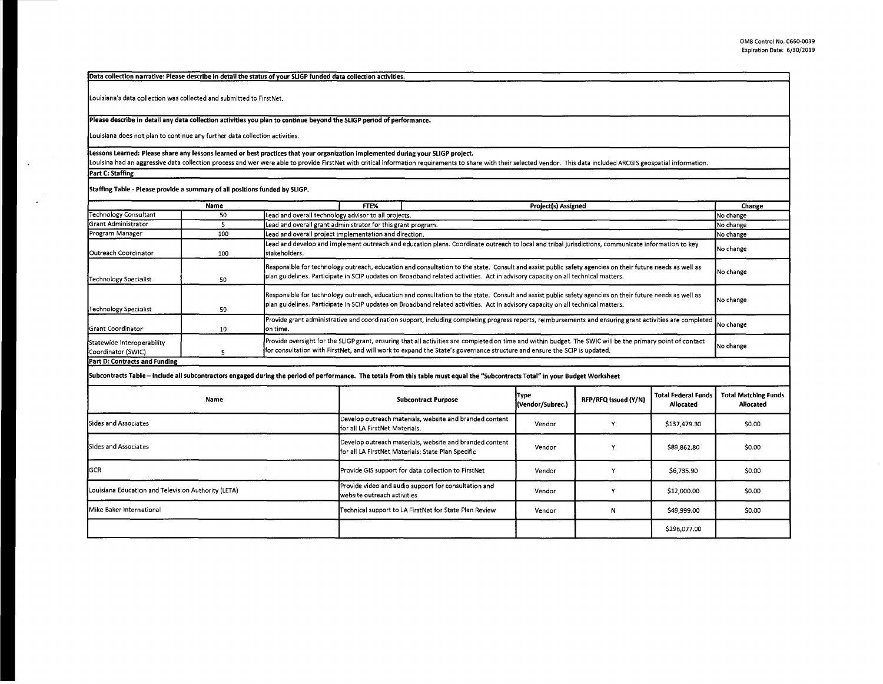**Data collection narrative: Please describe in detail the status of your SLIGP funded data collection activities.**

Louisiana's data collection was collected and submitted to FirstNet.

**Please describe in detail any data collection activities you plan to continue beyond the SLIGP period of performance.**

Louisiana does not plan to continue any further data collection activities.

**Lessons Learned: Please share any lessons learned or best practices that your organization implemented during your SLIGP project.**

Louisina had an aggressive data collection process and wer were able to provide FirstNet with critical information requirements to share with their selected vendor. This data included ARCGIS geospatial information.

**Part C: Staffing**

**Staffing Table - Please provide a summary of all positions funded by SLIGP.**

| Name | FTE% | Project(s) Assigned | Change |
|---|---|---|---|
| Technology Consultant | 50 | Lead and overall technology advisor to all projects. | No change |
| Grant Administrator | 5 | Lead and overall grant administrator for this grant program. | No change |
| Program Manager | 100 | Lead and overall project implementation and direction. | No change |
| Outreach Coordinator | 100 | Lead and develop and implement outreach and education plans. Coordinate outreach to local and tribal jurisdictions, communicate information to key stakeholders. | No change |
| Technology Specialist | 50 | Responsible for technology outreach, education and consultation to the state. Consult and assist public safety agencies on their future needs as well as plan guidelines. Participate in SCIP updates on Broadband related activities. Act in advisory capacity on all technical matters. | No change |
| Technology Specialist | 50 | Responsible for technology outreach, education and consultation to the state. Consult and assist public safety agencies on their future needs as well as plan guidelines. Participate in SCIP updates on Broadband related activities. Act in advisory capacity on all technical matters. | No change |
| Grant Coordinator | 10 | Provide grant administrative and coordination support, including completing progress reports, reimbursements and ensuring grant activities are completed on time. | No change |
| Statewide Interoperability Coordinator (SWIC) | 5 | Provide oversight for the SLIGP grant, ensuring that all activities are completed on time and within budget. The SWIC will be the primary point of contact for consultation with FirstNet, and will work to expand the State's governance structure and ensure the SCIP is updated. | No change |

**Part D: Contracts and Funding**

**Subcontracts Table – Include all subcontractors engaged during the period of performance. The totals from this table must equal the "Subcontracts Total" in your Budget Worksheet**

| Name | Subcontract Purpose | Type (Vendor/Subrec.) | RFP/RFQ Issued (Y/N) | Total Federal Funds Allocated | Total Matching Funds Allocated |
|---|---|---|---|---|---|
| Sides and Associates | Develop outreach materials, website and branded content for all LA FirstNet Materials. | Vendor | Y | $137,479.30 | $0.00 |
| Sides and Associates | Develop outreach materials, website and branded content for all LA FirstNet Materials: State Plan Specific | Vendor | Y | $89,862.80 | $0.00 |
| GCR | Provide GIS support for data collection to FirstNet | Vendor | Y | $6,735.90 | $0.00 |
| Louisiana Education and Television Authority (LETA) | Provide video and audio support for consultation and website outreach activities | Vendor | Y | $12,000.00 | $0.00 |
| Mike Baker International | Technical support to LA FirstNet for State Plan Review | Vendor | N | $49,999.00 | $0.00 |
| | | | | $296,077.00 | |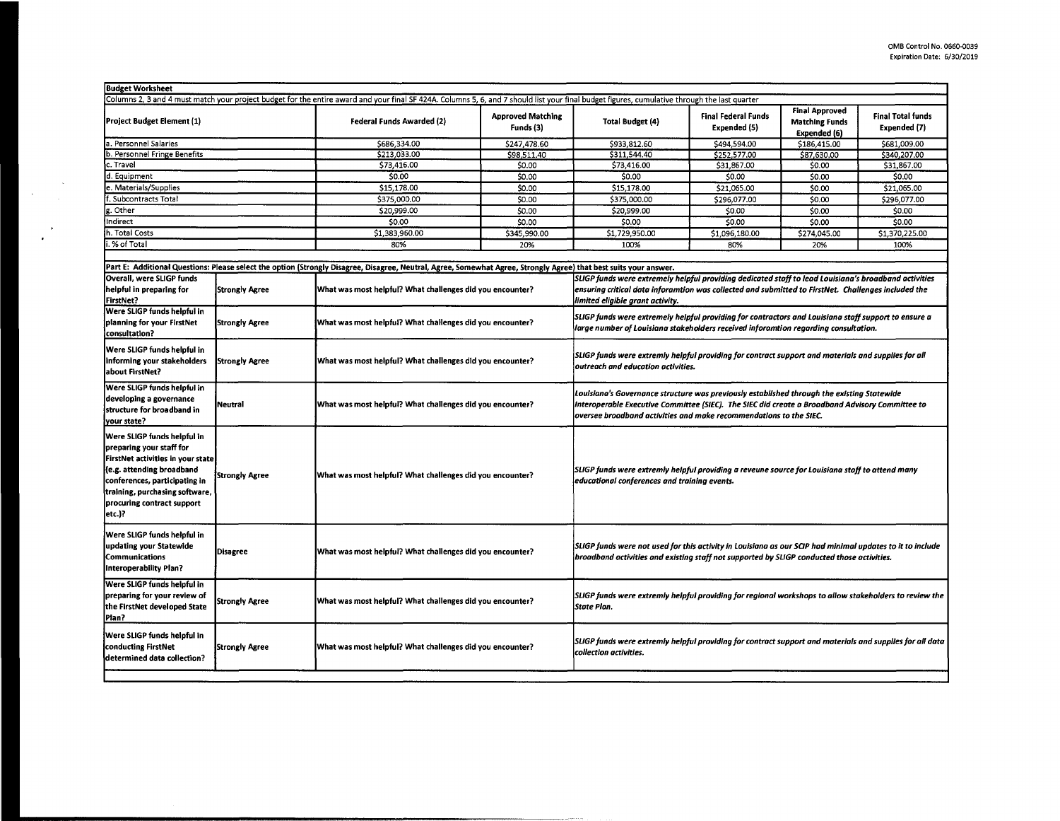OMB Control No. 0660-0039
Expiration Date: 6/30/2019

**Budget Worksheet**

Columns 2, 3 and 4 must match your project budget for the entire award and your final SF 424A. Columns 5, 6, and 7 should list your final budget figures, cumulative through the last quarter

| Project Budget Element (1) | Federal Funds Awarded (2) | Approved Matching Funds (3) | Total Budget (4) | Final Federal Funds Expended (5) | Final Approved Matching Funds Expended (6) | Final Total funds Expended (7) |
|---|---|---|---|---|---|---|
| a. Personnel Salaries | $686,334.00 | $247,478.60 | $933,812.60 | $494,594.00 | $186,415.00 | $681,009.00 |
| b. Personnel Fringe Benefits | $213,033.00 | $98,511.40 | $311,544.40 | $252,577.00 | $87,630.00 | $340,207.00 |
| c. Travel | $73,416.00 | $0.00 | $73,416.00 | $31,867.00 | $0.00 | $31,867.00 |
| d. Equipment | $0.00 | $0.00 | $0.00 | $0.00 | $0.00 | $0.00 |
| e. Materials/Supplies | $15,178.00 | $0.00 | $15,178.00 | $21,065.00 | $0.00 | $21,065.00 |
| f. Subcontracts Total | $375,000.00 | $0.00 | $375,000.00 | $296,077.00 | $0.00 | $296,077.00 |
| g. Other | $20,999.00 | $0.00 | $20,999.00 | $0.00 | $0.00 | $0.00 |
| Indirect | $0.00 | $0.00 | $0.00 | $0.00 | $0.00 | $0.00 |
| h. Total Costs | $1,383,960.00 | $345,990.00 | $1,729,950.00 | $1,096,180.00 | $274,045.00 | $1,370,225.00 |
| i. % of Total | 80% | 20% | 100% | 80% | 20% | 100% |

**Part E: Additional Questions: Please select the option (Strongly Disagree, Disagree, Neutral, Agree, Somewhat Agree, Strongly Agree) that best suits your answer.**

| Question | Answer | Follow-up | Response |
|---|---|---|---|
| Overall, were SLIGP funds helpful in preparing for FirstNet? | Strongly Agree | What was most helpful? What challenges did you encounter? | *SLIGP funds were extremely helpful providing dedicated staff to lead Louisiana's broadband activities ensuring critical data inforamtion was collected and submitted to FirstNet. Challenges included the limited eligible grant activity.* |
| Were SLIGP funds helpful in planning for your FirstNet consultation? | Strongly Agree | What was most helpful? What challenges did you encounter? | *SLIGP funds were extremely helpful providing for contractors and Louisiana staff support to ensure a large number of Louisiana stakeholders received inforamtion regarding consultation.* |
| Were SLIGP funds helpful in informing your stakeholders about FirstNet? | Strongly Agree | What was most helpful? What challenges did you encounter? | *SLIGP funds were extremly helpful providing for contract support and materials and supplies for all outreach and education activities.* |
| Were SLIGP funds helpful in developing a governance structure for broadband in your state? | Neutral | What was most helpful? What challenges did you encounter? | *Louisiana's Governance structure was previously established through the existing Statewide Interoperable Executive Committee (SIEC). The SIEC did create a Broadband Advisory Committee to oversee broadband activities and make recommendations to the SIEC.* |
| Were SLIGP funds helpful in preparing your staff for FirstNet activities in your state (e.g. attending broadband conferences, participating in training, purchasing software, procuring contract support etc.)? | Strongly Agree | What was most helpful? What challenges did you encounter? | *SLIGP funds were extremly helpful providing a reveune source for Louisiana staff to attend many educational conferences and training events.* |
| Were SLIGP funds helpful in updating your Statewide Communications Interoperability Plan? | Disagree | What was most helpful? What challenges did you encounter? | *SLIGP funds were not used for this activity in Louisiana as our SCIP had minimal updates to it to include broadband activities and existing staff not supported by SLIGP conducted those activities.* |
| Were SLIGP funds helpful in preparing for your review of the FirstNet developed State Plan? | Strongly Agree | What was most helpful? What challenges did you encounter? | *SLIGP funds were extremly helpful providing for regional workshops to allow stakeholders to review the State Plan.* |
| Were SLIGP funds helpful in conducting FirstNet determined data collection? | Strongly Agree | What was most helpful? What challenges did you encounter? | *SLIGP funds were extremly helpful providing for contract support and materials and supplies for all data collection activities.* |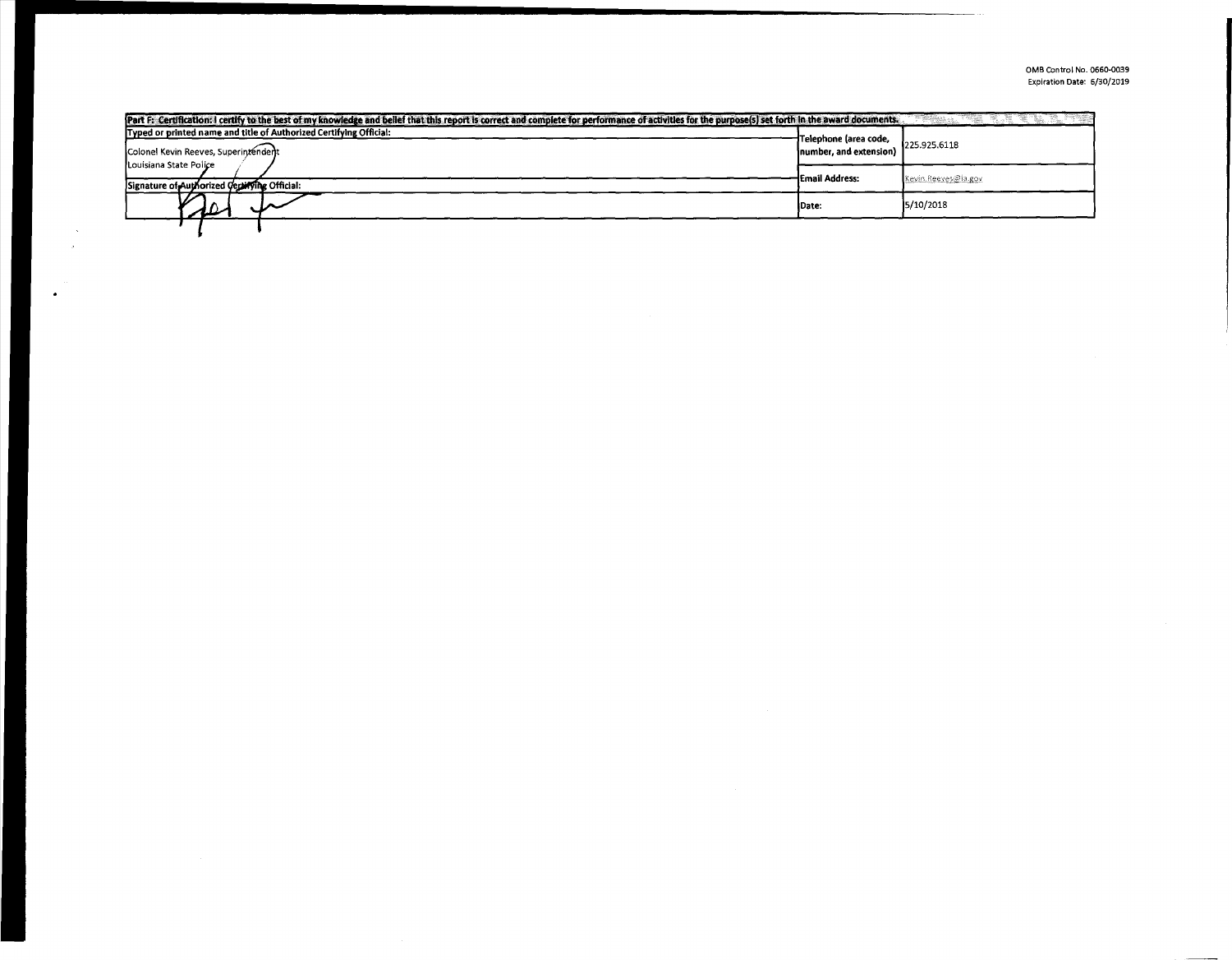OMB Control No. 0660-0039
Expiration Date: 6/30/2019

| Part F: Certification: I certify to the best of my knowledge and belief that this report is correct and complete for performance of activities for the purpose(s) set forth in the award documents. | | |
|---|---|---|
| **Typed or printed name and title of Authorized Certifying Official:**<br>Colonel Kevin Reeves, Superintendent<br>Louisiana State Police | Telephone (area code, number, and extension) | 225.925.6118 |
| | Email Address: | Kevin.Reeves@la.gov |
| **Signature of Authorized Certifying Official:** | Date: | 5/10/2018 |